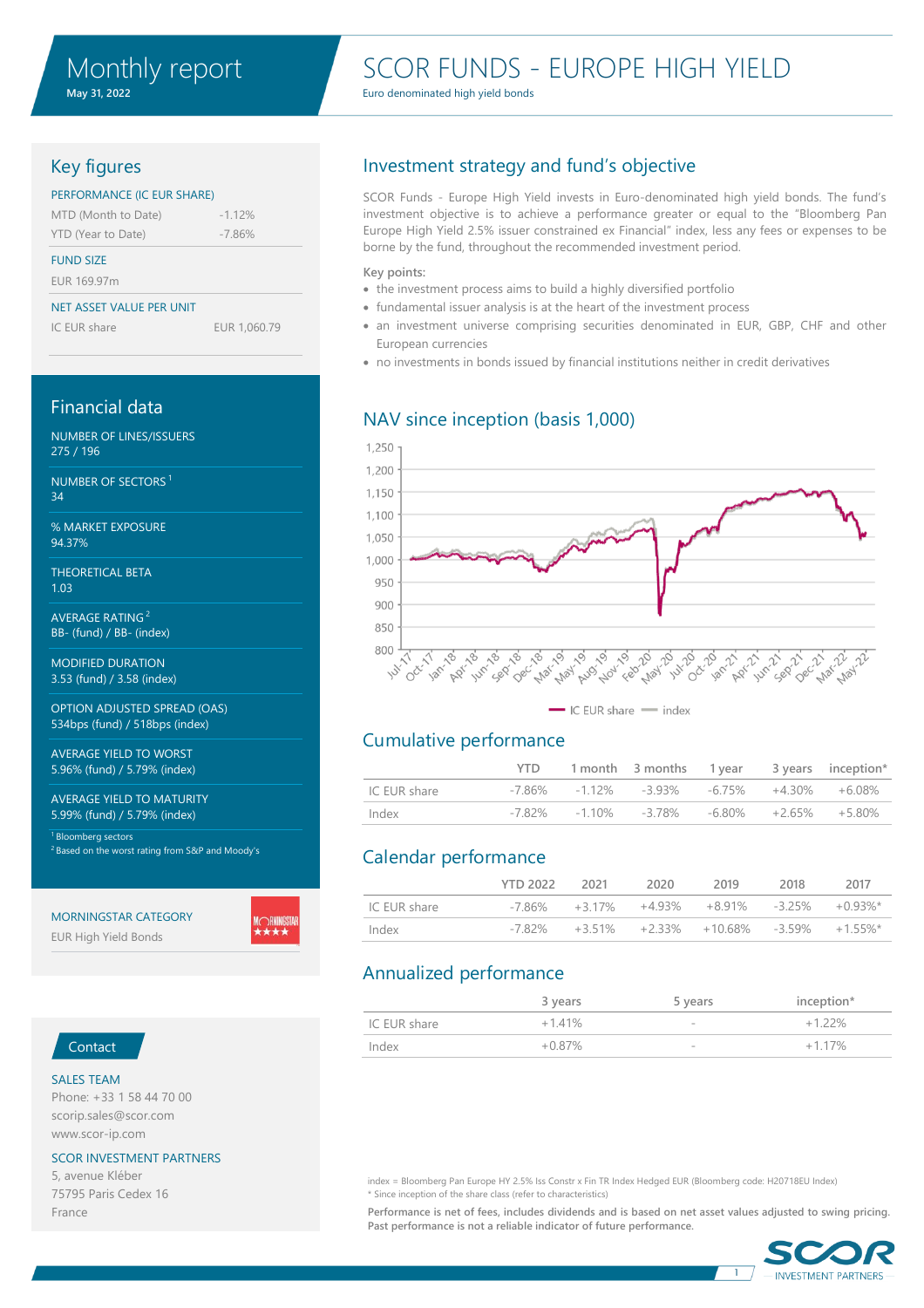# Monthly report

May 31, 2022

# SCOR FUNDS - EUROPE HIGH YIELD

Euro denominated high yield bonds

## Key figures

PERFORMANCE (IC EUR SHARE)

| | |
|---|---|
| MTD (Month to Date) | -1.12% |
| YTD (Year to Date) | -7.86% |

FUND SIZE

EUR 169.97m

NET ASSET VALUE PER UNIT

| | |
|---|---|
| IC EUR share | EUR 1,060.79 |

## Financial data

NUMBER OF LINES/ISSUERS
275 / 196

NUMBER OF SECTORS [1]
34

% MARKET EXPOSURE
94.37%

THEORETICAL BETA
1.03

AVERAGE RATING [2]
BB- (fund) / BB- (index)

MODIFIED DURATION
3.53 (fund) / 3.58 (index)

OPTION ADJUSTED SPREAD (OAS)
534bps (fund) / 518bps (index)

AVERAGE YIELD TO WORST
5.96% (fund) / 5.79% (index)

AVERAGE YIELD TO MATURITY
5.99% (fund) / 5.79% (index)

[1] Bloomberg sectors
[2] Based on the worst rating from S&P and Moody's

MORNINGSTAR CATEGORY
EUR High Yield Bonds

## Contact

SALES TEAM
Phone: +33 1 58 44 70 00
scorip.sales@scor.com
www.scor-ip.com

SCOR INVESTMENT PARTNERS
5, avenue Kléber
75795 Paris Cedex 16
France

## Investment strategy and fund's objective

SCOR Funds - Europe High Yield invests in Euro-denominated high yield bonds. The fund's investment objective is to achieve a performance greater or equal to the "Bloomberg Pan Europe High Yield 2.5% issuer constrained ex Financial" index, less any fees or expenses to be borne by the fund, throughout the recommended investment period.

Key points:

- the investment process aims to build a highly diversified portfolio
- fundamental issuer analysis is at the heart of the investment process
- an investment universe comprising securities denominated in EUR, GBP, CHF and other European currencies
- no investments in bonds issued by financial institutions neither in credit derivatives

## NAV since inception (basis 1,000)

## Cumulative performance

| | YTD | 1 month | 3 months | 1 year | 3 years | inception* |
|---|---|---|---|---|---|---|
| IC EUR share | -7.86% | -1.12% | -3.93% | -6.75% | +4.30% | +6.08% |
| Index | -7.82% | -1.10% | -3.78% | -6.80% | +2.65% | +5.80% |

## Calendar performance

| | YTD 2022 | 2021 | 2020 | 2019 | 2018 | 2017 |
|---|---|---|---|---|---|---|
| IC EUR share | -7.86% | +3.17% | +4.93% | +8.91% | -3.25% | +0.93%* |
| Index | -7.82% | +3.51% | +2.33% | +10.68% | -3.59% | +1.55%* |

## Annualized performance

| | 3 years | 5 years | inception* |
|---|---|---|---|
| IC EUR share | +1.41% | - | +1.22% |
| Index | +0.87% | - | +1.17% |

index = Bloomberg Pan Europe HY 2.5% Iss Constr x Fin TR Index Hedged EUR (Bloomberg code: H20718EU Index)
* Since inception of the share class (refer to characteristics)

**Performance is net of fees, includes dividends and is based on net asset values adjusted to swing pricing. Past performance is not a reliable indicator of future performance.**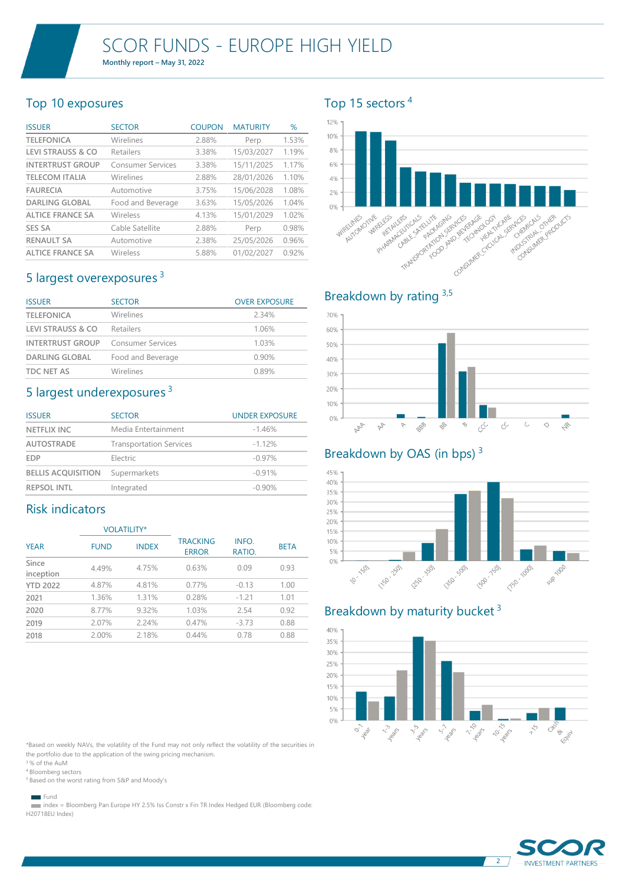# SCOR FUNDS - EUROPE HIGH YIELD

**Monthly report – May 31, 2022**

## Top 10 exposures

| ISSUER | SECTOR | COUPON | MATURITY | % |
|---|---|---|---|---|
| TELEFONICA | Wirelines | 2.88% | Perp | 1.53% |
| LEVI STRAUSS & CO | Retailers | 3.38% | 15/03/2027 | 1.19% |
| INTERTRUST GROUP | Consumer Services | 3.38% | 15/11/2025 | 1.17% |
| TELECOM ITALIA | Wirelines | 2.88% | 28/01/2026 | 1.10% |
| FAURECIA | Automotive | 3.75% | 15/06/2028 | 1.08% |
| DARLING GLOBAL | Food and Beverage | 3.63% | 15/05/2026 | 1.04% |
| ALTICE FRANCE SA | Wireless | 4.13% | 15/01/2029 | 1.02% |
| SES SA | Cable Satellite | 2.88% | Perp | 0.98% |
| RENAULT SA | Automotive | 2.38% | 25/05/2026 | 0.96% |
| ALTICE FRANCE SA | Wireless | 5.88% | 01/02/2027 | 0.92% |

## 5 largest overexposures [3]

| ISSUER | SECTOR | OVER EXPOSURE |
|---|---|---|
| TELEFONICA | Wirelines | 2.34% |
| LEVI STRAUSS & CO | Retailers | 1.06% |
| INTERTRUST GROUP | Consumer Services | 1.03% |
| DARLING GLOBAL | Food and Beverage | 0.90% |
| TDC NET AS | Wirelines | 0.89% |

## 5 largest underexposures [3]

| ISSUER | SECTOR | UNDER EXPOSURE |
|---|---|---|
| NETFLIX INC | Media Entertainment | -1.46% |
| AUTOSTRADE | Transportation Services | -1.12% |
| EDP | Electric | -0.97% |
| BELLIS ACQUISITION | Supermarkets | -0.91% |
| REPSOL INTL | Integrated | -0.90% |

## Risk indicators

| YEAR | VOLATILITY* FUND | VOLATILITY* INDEX | TRACKING ERROR | INFO. RATIO. | BETA |
|---|---|---|---|---|---|
| Since inception | 4.49% | 4.75% | 0.63% | 0.09 | 0.93 |
| YTD 2022 | 4.87% | 4.81% | 0.77% | -0.13 | 1.00 |
| 2021 | 1.36% | 1.31% | 0.28% | -1.21 | 1.01 |
| 2020 | 8.77% | 9.32% | 1.03% | 2.54 | 0.92 |
| 2019 | 2.07% | 2.24% | 0.47% | -3.73 | 0.88 |
| 2018 | 2.00% | 2.18% | 0.44% | 0.78 | 0.88 |

## Top 15 sectors [4]

## Breakdown by rating [3,5]

## Breakdown by OAS (in bps) [3]

## Breakdown by maturity bucket [3]

*Based on weekly NAVs, the volatility of the Fund may not only reflect the volatility of the securities in the portfolio due to the application of the swing pricing mechanism.
[3] % of the AuM
[4] Bloomberg sectors
[5] Based on the worst rating from S&P and Moody's

Fund
index = Bloomberg Pan Europe HY 2.5% Iss Constr x Fin TR Index Hedged EUR (Bloomberg code: H20718EU Index)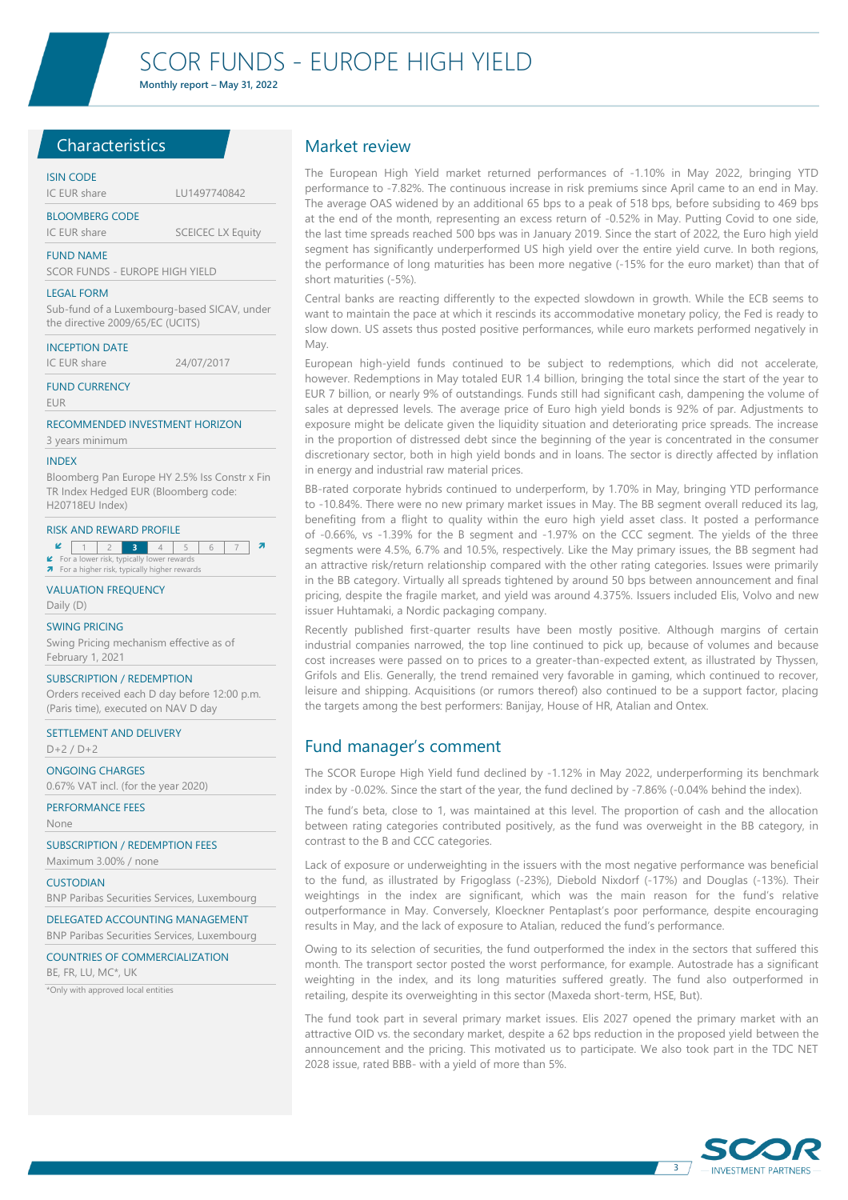# SCOR FUNDS - EUROPE HIGH YIELD

**Monthly report – May 31, 2022**

## Characteristics

**ISIN CODE**
IC EUR share — LU1497740842

**BLOOMBERG CODE**
IC EUR share — SCEICEC LX Equity

**FUND NAME**
SCOR FUNDS - EUROPE HIGH YIELD

**LEGAL FORM**
Sub-fund of a Luxembourg-based SICAV, under the directive 2009/65/EC (UCITS)

**INCEPTION DATE**
IC EUR share — 24/07/2017

**FUND CURRENCY**
EUR

**RECOMMENDED INVESTMENT HORIZON**
3 years minimum

**INDEX**
Bloomberg Pan Europe HY 2.5% Iss Constr x Fin TR Index Hedged EUR (Bloomberg code: H20718EU Index)

**RISK AND REWARD PROFILE**

| 1 | 2 | **3** | 4 | 5 | 6 | 7 |
|---|---|---|---|---|---|---|

↙ For a lower risk, typically lower rewards
↗ For a higher risk, typically higher rewards

**VALUATION FREQUENCY**
Daily (D)

**SWING PRICING**
Swing Pricing mechanism effective as of February 1, 2021

**SUBSCRIPTION / REDEMPTION**
Orders received each D day before 12:00 p.m. (Paris time), executed on NAV D day

**SETTLEMENT AND DELIVERY**
D+2 / D+2

**ONGOING CHARGES**
0.67% VAT incl. (for the year 2020)

**PERFORMANCE FEES**
None

**SUBSCRIPTION / REDEMPTION FEES**
Maximum 3.00% / none

**CUSTODIAN**
BNP Paribas Securities Services, Luxembourg

**DELEGATED ACCOUNTING MANAGEMENT**
BNP Paribas Securities Services, Luxembourg

**COUNTRIES OF COMMERCIALIZATION**
BE, FR, LU, MC*, UK

*Only with approved local entities

## Market review

The European High Yield market returned performances of -1.10% in May 2022, bringing YTD performance to -7.82%. The continuous increase in risk premiums since April came to an end in May. The average OAS widened by an additional 65 bps to a peak of 518 bps, before subsiding to 469 bps at the end of the month, representing an excess return of -0.52% in May. Putting Covid to one side, the last time spreads reached 500 bps was in January 2019. Since the start of 2022, the Euro high yield segment has significantly underperformed US high yield over the entire yield curve. In both regions, the performance of long maturities has been more negative (-15% for the euro market) than that of short maturities (-5%).

Central banks are reacting differently to the expected slowdown in growth. While the ECB seems to want to maintain the pace at which it rescinds its accommodative monetary policy, the Fed is ready to slow down. US assets thus posted positive performances, while euro markets performed negatively in May.

European high-yield funds continued to be subject to redemptions, which did not accelerate, however. Redemptions in May totaled EUR 1.4 billion, bringing the total since the start of the year to EUR 7 billion, or nearly 9% of outstandings. Funds still had significant cash, dampening the volume of sales at depressed levels. The average price of Euro high yield bonds is 92% of par. Adjustments to exposure might be delicate given the liquidity situation and deteriorating price spreads. The increase in the proportion of distressed debt since the beginning of the year is concentrated in the consumer discretionary sector, both in high yield bonds and in loans. The sector is directly affected by inflation in energy and industrial raw material prices.

BB-rated corporate hybrids continued to underperform, by 1.70% in May, bringing YTD performance to -10.84%. There were no new primary market issues in May. The BB segment overall reduced its lag, benefiting from a flight to quality within the euro high yield asset class. It posted a performance of -0.66%, vs -1.39% for the B segment and -1.97% on the CCC segment. The yields of the three segments were 4.5%, 6.7% and 10.5%, respectively. Like the May primary issues, the BB segment had an attractive risk/return relationship compared with the other rating categories. Issues were primarily in the BB category. Virtually all spreads tightened by around 50 bps between announcement and final pricing, despite the fragile market, and yield was around 4.375%. Issuers included Elis, Volvo and new issuer Huhtamaki, a Nordic packaging company.

Recently published first-quarter results have been mostly positive. Although margins of certain industrial companies narrowed, the top line continued to pick up, because of volumes and because cost increases were passed on to prices to a greater-than-expected extent, as illustrated by Thyssen, Grifols and Elis. Generally, the trend remained very favorable in gaming, which continued to recover, leisure and shipping. Acquisitions (or rumors thereof) also continued to be a support factor, placing the targets among the best performers: Banijay, House of HR, Atalian and Ontex.

## Fund manager's comment

The SCOR Europe High Yield fund declined by -1.12% in May 2022, underperforming its benchmark index by -0.02%. Since the start of the year, the fund declined by -7.86% (-0.04% behind the index).

The fund's beta, close to 1, was maintained at this level. The proportion of cash and the allocation between rating categories contributed positively, as the fund was overweight in the BB category, in contrast to the B and CCC categories.

Lack of exposure or underweighting in the issuers with the most negative performance was beneficial to the fund, as illustrated by Frigoglass (-23%), Diebold Nixdorf (-17%) and Douglas (-13%). Their weightings in the index are significant, which was the main reason for the fund's relative outperformance in May. Conversely, Kloeckner Pentaplast's poor performance, despite encouraging results in May, and the lack of exposure to Atalian, reduced the fund's performance.

Owing to its selection of securities, the fund outperformed the index in the sectors that suffered this month. The transport sector posted the worst performance, for example. Autostrade has a significant weighting in the index, and its long maturities suffered greatly. The fund also outperformed in retailing, despite its overweighting in this sector (Maxeda short-term, HSE, But).

The fund took part in several primary market issues. Elis 2027 opened the primary market with an attractive OID vs. the secondary market, despite a 62 bps reduction in the proposed yield between the announcement and the pricing. This motivated us to participate. We also took part in the TDC NET 2028 issue, rated BBB- with a yield of more than 5%.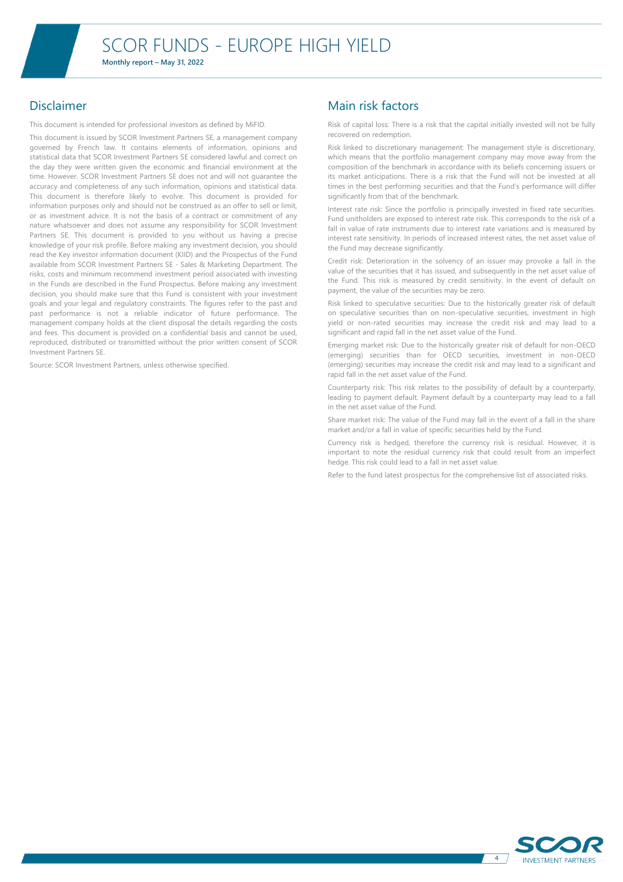## Disclaimer

This document is intended for professional investors as defined by MiFID.

This document is issued by SCOR Investment Partners SE, a management company governed by French law. It contains elements of information, opinions and statistical data that SCOR Investment Partners SE considered lawful and correct on the day they were written given the economic and financial environment at the time. However. SCOR Investment Partners SE does not and will not guarantee the accuracy and completeness of any such information, opinions and statistical data. This document is therefore likely to evolve. This document is provided for information purposes only and should not be construed as an offer to sell or limit, or as investment advice. It is not the basis of a contract or commitment of any nature whatsoever and does not assume any responsibility for SCOR Investment Partners SE. This document is provided to you without us having a precise knowledge of your risk profile. Before making any investment decision, you should read the Key investor information document (KIID) and the Prospectus of the Fund available from SCOR Investment Partners SE - Sales & Marketing Department. The risks, costs and minimum recommend investment period associated with investing in the Funds are described in the Fund Prospectus. Before making any investment decision, you should make sure that this Fund is consistent with your investment goals and your legal and regulatory constraints. The figures refer to the past and past performance is not a reliable indicator of future performance. The management company holds at the client disposal the details regarding the costs and fees. This document is provided on a confidential basis and cannot be used, reproduced, distributed or transmitted without the prior written consent of SCOR Investment Partners SE.

Source: SCOR Investment Partners, unless otherwise specified.

## Main risk factors

Risk of capital loss: There is a risk that the capital initially invested will not be fully recovered on redemption.

Risk linked to discretionary management: The management style is discretionary, which means that the portfolio management company may move away from the composition of the benchmark in accordance with its beliefs concerning issuers or its market anticipations. There is a risk that the Fund will not be invested at all times in the best performing securities and that the Fund's performance will differ significantly from that of the benchmark.

Interest rate risk: Since the portfolio is principally invested in fixed rate securities. Fund unitholders are exposed to interest rate risk. This corresponds to the risk of a fall in value of rate instruments due to interest rate variations and is measured by interest rate sensitivity. In periods of increased interest rates, the net asset value of the Fund may decrease significantly.

Credit risk: Deterioration in the solvency of an issuer may provoke a fall in the value of the securities that it has issued, and subsequently in the net asset value of the Fund. This risk is measured by credit sensitivity. In the event of default on payment, the value of the securities may be zero.

Risk linked to speculative securities: Due to the historically greater risk of default on speculative securities than on non-speculative securities, investment in high yield or non-rated securities may increase the credit risk and may lead to a significant and rapid fall in the net asset value of the Fund.

Emerging market risk: Due to the historically greater risk of default for non-OECD (emerging) securities than for OECD securities, investment in non-OECD (emerging) securities may increase the credit risk and may lead to a significant and rapid fall in the net asset value of the Fund.

Counterparty risk: This risk relates to the possibility of default by a counterparty, leading to payment default. Payment default by a counterparty may lead to a fall in the net asset value of the Fund.

Share market risk: The value of the Fund may fall in the event of a fall in the share market and/or a fall in value of specific securities held by the Fund.

Currency risk is hedged, therefore the currency risk is residual. However, it is important to note the residual currency risk that could result from an imperfect hedge. This risk could lead to a fall in net asset value.

Refer to the fund latest prospectus for the comprehensive list of associated risks.